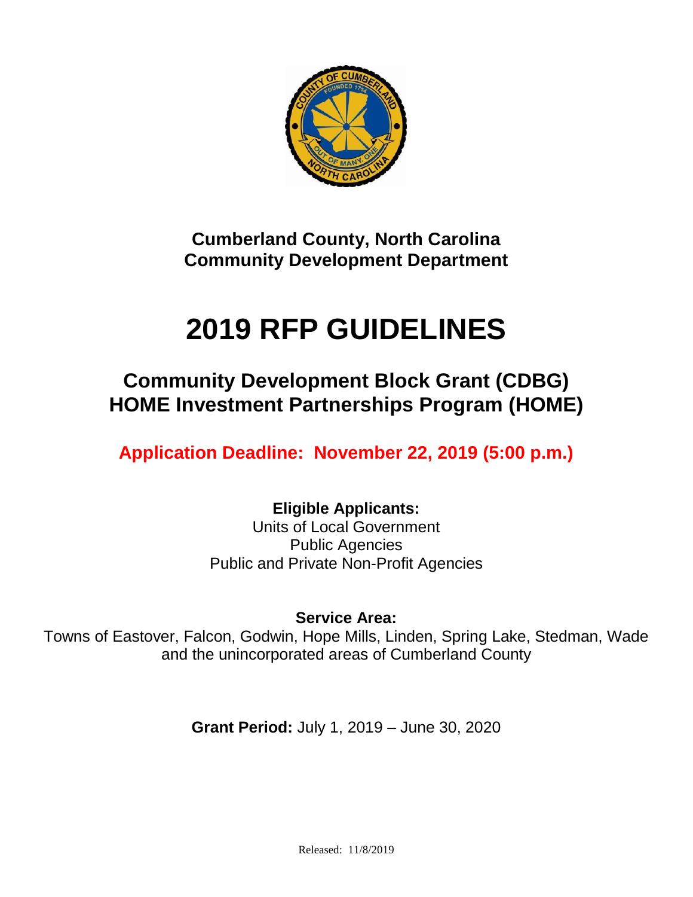**Cumberland County, North Carolina**
**Community Development Department**

# 2019 RFP GUIDELINES

## Community Development Block Grant (CDBG)
## HOME Investment Partnerships Program (HOME)

**Application Deadline: November 22, 2019 (5:00 p.m.)**

**Eligible Applicants:**
Units of Local Government
Public Agencies
Public and Private Non-Profit Agencies

**Service Area:**
Towns of Eastover, Falcon, Godwin, Hope Mills, Linden, Spring Lake, Stedman, Wade and the unincorporated areas of Cumberland County

**Grant Period:** July 1, 2019 – June 30, 2020

Released: 11/8/2019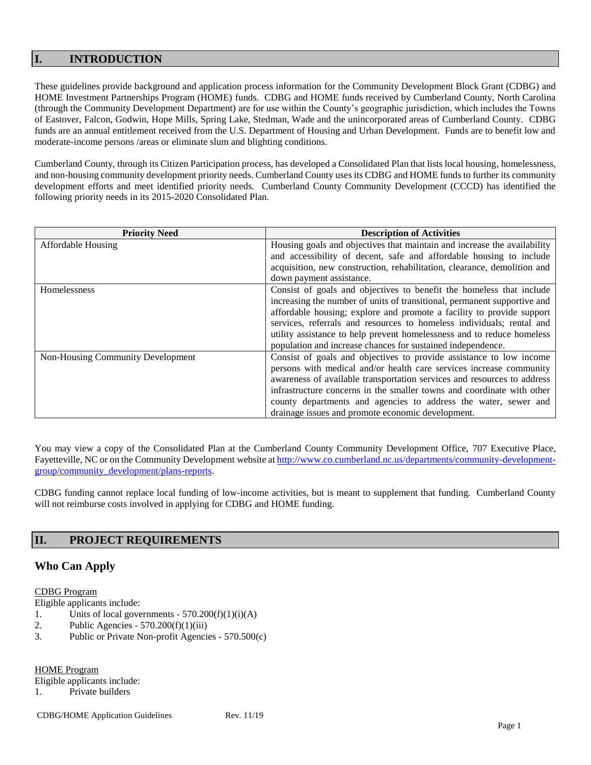## I. INTRODUCTION

These guidelines provide background and application process information for the Community Development Block Grant (CDBG) and HOME Investment Partnerships Program (HOME) funds. CDBG and HOME funds received by Cumberland County, North Carolina (through the Community Development Department) are for use within the County's geographic jurisdiction, which includes the Towns of Eastover, Falcon, Godwin, Hope Mills, Spring Lake, Stedman, Wade and the unincorporated areas of Cumberland County. CDBG funds are an annual entitlement received from the U.S. Department of Housing and Urban Development. Funds are to benefit low and moderate-income persons /areas or eliminate slum and blighting conditions.

Cumberland County, through its Citizen Participation process, has developed a Consolidated Plan that lists local housing, homelessness, and non-housing community development priority needs. Cumberland County uses its CDBG and HOME funds to further its community development efforts and meet identified priority needs. Cumberland County Community Development (CCCD) has identified the following priority needs in its 2015-2020 Consolidated Plan.

| Priority Need | Description of Activities |
|---|---|
| Affordable Housing | Housing goals and objectives that maintain and increase the availability and accessibility of decent, safe and affordable housing to include acquisition, new construction, rehabilitation, clearance, demolition and down payment assistance. |
| Homelessness | Consist of goals and objectives to benefit the homeless that include increasing the number of units of transitional, permanent supportive and affordable housing; explore and promote a facility to provide support services, referrals and resources to homeless individuals; rental and utility assistance to help prevent homelessness and to reduce homeless population and increase chances for sustained independence. |
| Non-Housing Community Development | Consist of goals and objectives to provide assistance to low income persons with medical and/or health care services increase community awareness of available transportation services and resources to address infrastructure concerns in the smaller towns and coordinate with other county departments and agencies to address the water, sewer and drainage issues and promote economic development. |

You may view a copy of the Consolidated Plan at the Cumberland County Community Development Office, 707 Executive Place, Fayetteville, NC or on the Community Development website at http://www.co.cumberland.nc.us/departments/community-development-group/community_development/plans-reports.

CDBG funding cannot replace local funding of low-income activities, but is meant to supplement that funding. Cumberland County will not reimburse costs involved in applying for CDBG and HOME funding.

## II. PROJECT REQUIREMENTS

### Who Can Apply

CDBG Program

Eligible applicants include:

1. Units of local governments - 570.200(f)(1)(i)(A)
2. Public Agencies - 570.200(f)(1)(iii)
3. Public or Private Non-profit Agencies - 570.500(c)

HOME Program

Eligible applicants include:

1. Private builders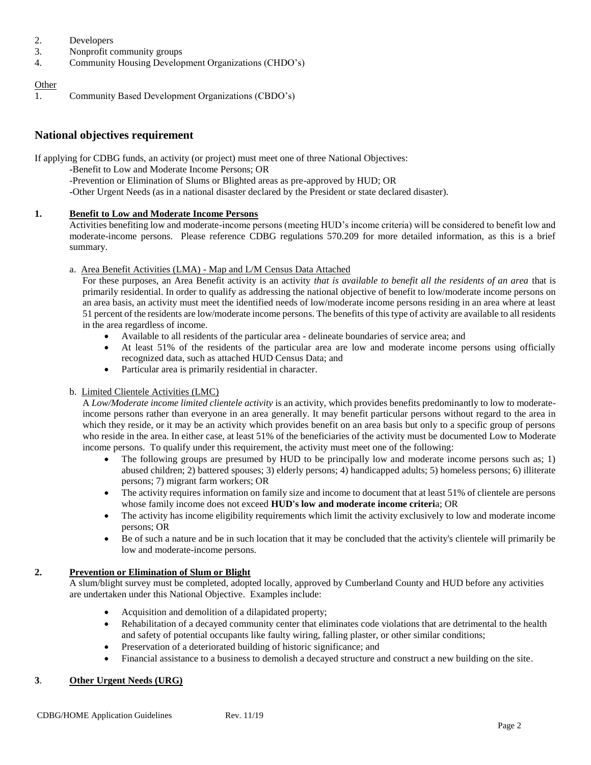2. Developers
3. Nonprofit community groups
4. Community Housing Development Organizations (CHDO's)

<u>Other</u>

1. Community Based Development Organizations (CBDO's)

## National objectives requirement

If applying for CDBG funds, an activity (or project) must meet one of three National Objectives:

-Benefit to Low and Moderate Income Persons; OR
-Prevention or Elimination of Slums or Blighted areas as pre-approved by HUD; OR
-Other Urgent Needs (as in a national disaster declared by the President or state declared disaster).

### 1. <u>Benefit to Low and Moderate Income Persons</u>

Activities benefiting low and moderate-income persons (meeting HUD's income criteria) will be considered to benefit low and moderate-income persons. Please reference CDBG regulations 570.209 for more detailed information, as this is a brief summary.

a. <u>Area Benefit Activities (LMA) - Map and L/M Census Data Attached</u>

For these purposes, an Area Benefit activity is an activity *that is available to benefit all the residents of an area* that is primarily residential. In order to qualify as addressing the national objective of benefit to low/moderate income persons on an area basis, an activity must meet the identified needs of low/moderate income persons residing in an area where at least 51 percent of the residents are low/moderate income persons. The benefits of this type of activity are available to all residents in the area regardless of income.

- Available to all residents of the particular area - delineate boundaries of service area; and
- At least 51% of the residents of the particular area are low and moderate income persons using officially recognized data, such as attached HUD Census Data; and
- Particular area is primarily residential in character.

b. <u>Limited Clientele Activities (LMC)</u>

A *Low/Moderate income limited clientele activity* is an activity, which provides benefits predominantly to low to moderate-income persons rather than everyone in an area generally. It may benefit particular persons without regard to the area in which they reside, or it may be an activity which provides benefit on an area basis but only to a specific group of persons who reside in the area. In either case, at least 51% of the beneficiaries of the activity must be documented Low to Moderate income persons. To qualify under this requirement, the activity must meet one of the following:

- The following groups are presumed by HUD to be principally low and moderate income persons such as; 1) abused children; 2) battered spouses; 3) elderly persons; 4) handicapped adults; 5) homeless persons; 6) illiterate persons; 7) migrant farm workers; OR
- The activity requires information on family size and income to document that at least 51% of clientele are persons whose family income does not exceed **HUD's low and moderate income criteri**a; OR
- The activity has income eligibility requirements which limit the activity exclusively to low and moderate income persons; OR
- Be of such a nature and be in such location that it may be concluded that the activity's clientele will primarily be low and moderate-income persons.

### 2. <u>Prevention or Elimination of Slum or Blight</u>

A slum/blight survey must be completed, adopted locally, approved by Cumberland County and HUD before any activities are undertaken under this National Objective. Examples include:

- Acquisition and demolition of a dilapidated property;
- Rehabilitation of a decayed community center that eliminates code violations that are detrimental to the health and safety of potential occupants like faulty wiring, falling plaster, or other similar conditions;
- Preservation of a deteriorated building of historic significance; and
- Financial assistance to a business to demolish a decayed structure and construct a new building on the site.

### 3. <u>Other Urgent Needs (URG)</u>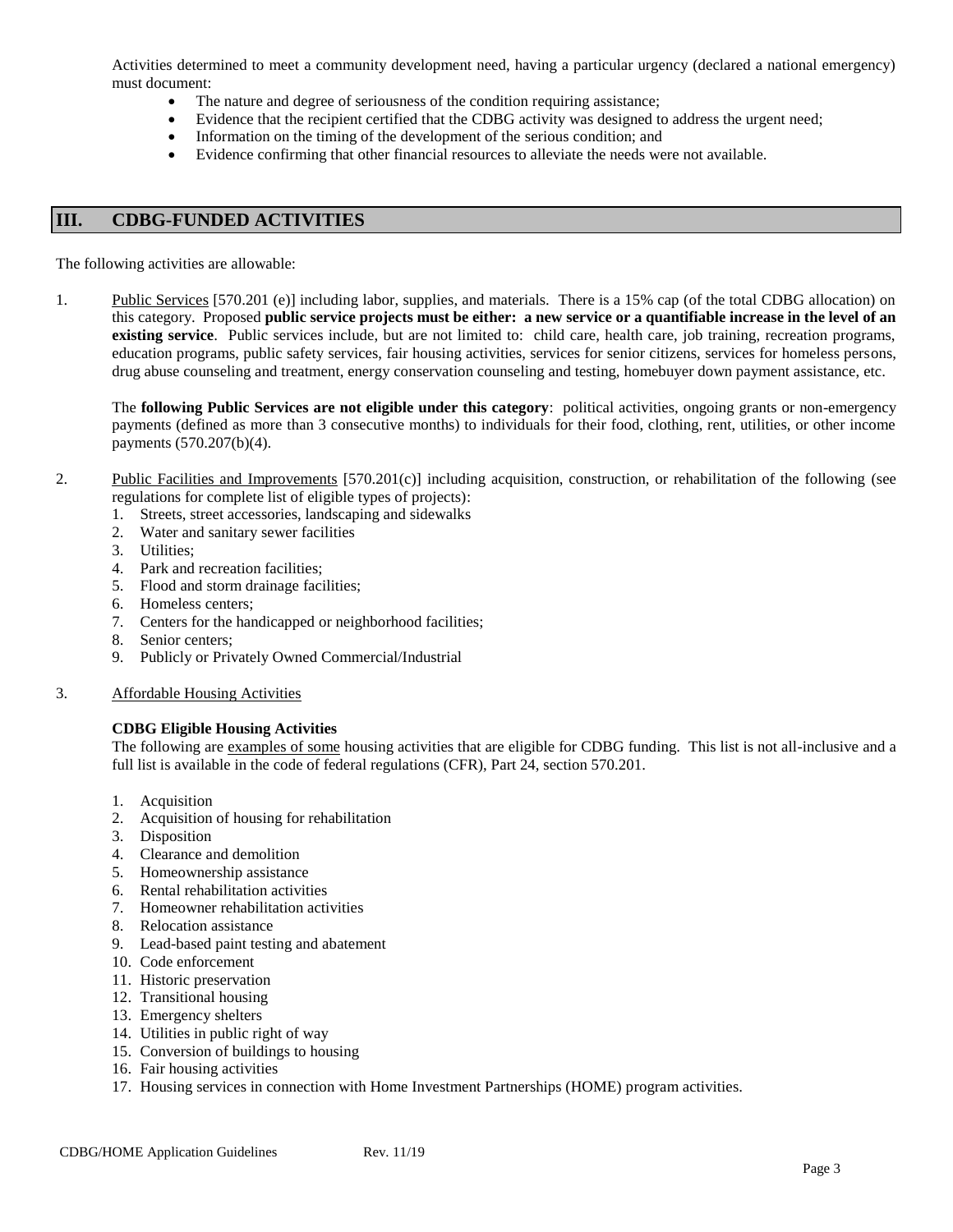Activities determined to meet a community development need, having a particular urgency (declared a national emergency) must document:

- The nature and degree of seriousness of the condition requiring assistance;
- Evidence that the recipient certified that the CDBG activity was designed to address the urgent need;
- Information on the timing of the development of the serious condition; and
- Evidence confirming that other financial resources to alleviate the needs were not available.

## III. CDBG-FUNDED ACTIVITIES

The following activities are allowable:

1. Public Services [570.201 (e)] including labor, supplies, and materials. There is a 15% cap (of the total CDBG allocation) on this category. Proposed **public service projects must be either: a new service or a quantifiable increase in the level of an existing service**. Public services include, but are not limited to: child care, health care, job training, recreation programs, education programs, public safety services, fair housing activities, services for senior citizens, services for homeless persons, drug abuse counseling and treatment, energy conservation counseling and testing, homebuyer down payment assistance, etc.

   The **following Public Services are not eligible under this category**: political activities, ongoing grants or non-emergency payments (defined as more than 3 consecutive months) to individuals for their food, clothing, rent, utilities, or other income payments (570.207(b)(4).

2. Public Facilities and Improvements [570.201(c)] including acquisition, construction, or rehabilitation of the following (see regulations for complete list of eligible types of projects):
   1. Streets, street accessories, landscaping and sidewalks
   2. Water and sanitary sewer facilities
   3. Utilities;
   4. Park and recreation facilities;
   5. Flood and storm drainage facilities;
   6. Homeless centers;
   7. Centers for the handicapped or neighborhood facilities;
   8. Senior centers;
   9. Publicly or Privately Owned Commercial/Industrial

3. Affordable Housing Activities

   **CDBG Eligible Housing Activities**

   The following are examples of some housing activities that are eligible for CDBG funding. This list is not all-inclusive and a full list is available in the code of federal regulations (CFR), Part 24, section 570.201.

   1. Acquisition
   2. Acquisition of housing for rehabilitation
   3. Disposition
   4. Clearance and demolition
   5. Homeownership assistance
   6. Rental rehabilitation activities
   7. Homeowner rehabilitation activities
   8. Relocation assistance
   9. Lead-based paint testing and abatement
   10. Code enforcement
   11. Historic preservation
   12. Transitional housing
   13. Emergency shelters
   14. Utilities in public right of way
   15. Conversion of buildings to housing
   16. Fair housing activities
   17. Housing services in connection with Home Investment Partnerships (HOME) program activities.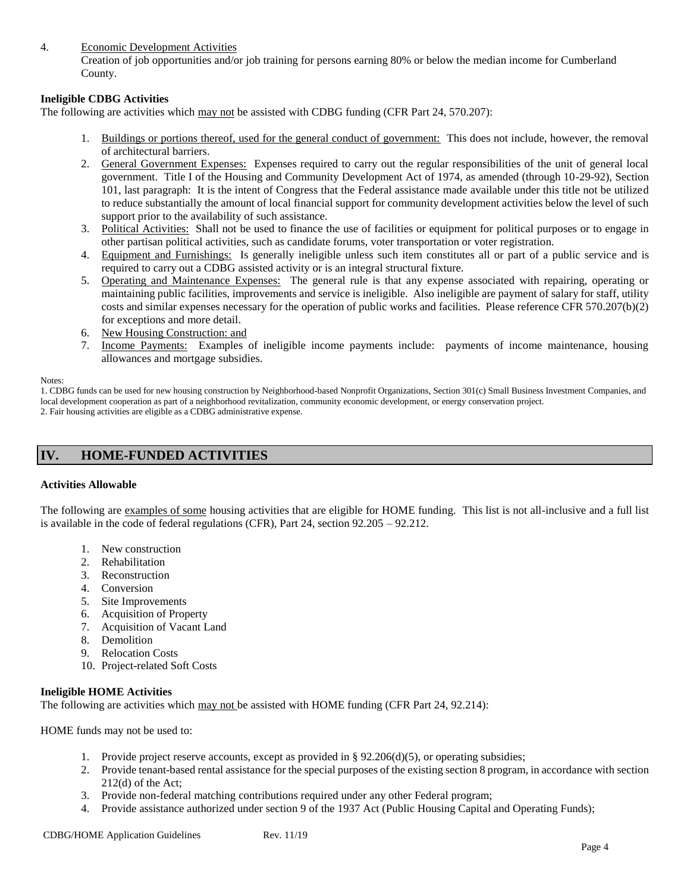4. Economic Development Activities
   Creation of job opportunities and/or job training for persons earning 80% or below the median income for Cumberland County.

**Ineligible CDBG Activities**

The following are activities which may not be assisted with CDBG funding (CFR Part 24, 570.207):

1. Buildings or portions thereof, used for the general conduct of government: This does not include, however, the removal of architectural barriers.
2. General Government Expenses: Expenses required to carry out the regular responsibilities of the unit of general local government. Title I of the Housing and Community Development Act of 1974, as amended (through 10-29-92), Section 101, last paragraph: It is the intent of Congress that the Federal assistance made available under this title not be utilized to reduce substantially the amount of local financial support for community development activities below the level of such support prior to the availability of such assistance.
3. Political Activities: Shall not be used to finance the use of facilities or equipment for political purposes or to engage in other partisan political activities, such as candidate forums, voter transportation or voter registration.
4. Equipment and Furnishings: Is generally ineligible unless such item constitutes all or part of a public service and is required to carry out a CDBG assisted activity or is an integral structural fixture.
5. Operating and Maintenance Expenses: The general rule is that any expense associated with repairing, operating or maintaining public facilities, improvements and service is ineligible. Also ineligible are payment of salary for staff, utility costs and similar expenses necessary for the operation of public works and facilities. Please reference CFR 570.207(b)(2) for exceptions and more detail.
6. New Housing Construction: and
7. Income Payments: Examples of ineligible income payments include: payments of income maintenance, housing allowances and mortgage subsidies.

Notes:

1. CDBG funds can be used for new housing construction by Neighborhood-based Nonprofit Organizations, Section 301(c) Small Business Investment Companies, and local development cooperation as part of a neighborhood revitalization, community economic development, or energy conservation project.
2. Fair housing activities are eligible as a CDBG administrative expense.

## IV. HOME-FUNDED ACTIVITIES

**Activities Allowable**

The following are examples of some housing activities that are eligible for HOME funding. This list is not all-inclusive and a full list is available in the code of federal regulations (CFR), Part 24, section 92.205 – 92.212.

1. New construction
2. Rehabilitation
3. Reconstruction
4. Conversion
5. Site Improvements
6. Acquisition of Property
7. Acquisition of Vacant Land
8. Demolition
9. Relocation Costs
10. Project-related Soft Costs

**Ineligible HOME Activities**

The following are activities which may not be assisted with HOME funding (CFR Part 24, 92.214):

HOME funds may not be used to:

1. Provide project reserve accounts, except as provided in § 92.206(d)(5), or operating subsidies;
2. Provide tenant-based rental assistance for the special purposes of the existing section 8 program, in accordance with section 212(d) of the Act;
3. Provide non-federal matching contributions required under any other Federal program;
4. Provide assistance authorized under section 9 of the 1937 Act (Public Housing Capital and Operating Funds);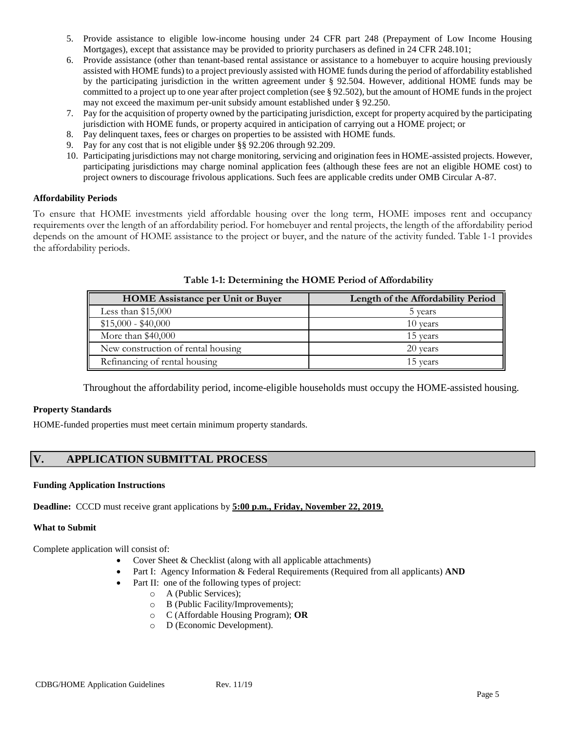5. Provide assistance to eligible low-income housing under 24 CFR part 248 (Prepayment of Low Income Housing Mortgages), except that assistance may be provided to priority purchasers as defined in 24 CFR 248.101;
6. Provide assistance (other than tenant-based rental assistance or assistance to a homebuyer to acquire housing previously assisted with HOME funds) to a project previously assisted with HOME funds during the period of affordability established by the participating jurisdiction in the written agreement under § 92.504. However, additional HOME funds may be committed to a project up to one year after project completion (see § 92.502), but the amount of HOME funds in the project may not exceed the maximum per-unit subsidy amount established under § 92.250.
7. Pay for the acquisition of property owned by the participating jurisdiction, except for property acquired by the participating jurisdiction with HOME funds, or property acquired in anticipation of carrying out a HOME project; or
8. Pay delinquent taxes, fees or charges on properties to be assisted with HOME funds.
9. Pay for any cost that is not eligible under §§ 92.206 through 92.209.
10. Participating jurisdictions may not charge monitoring, servicing and origination fees in HOME-assisted projects. However, participating jurisdictions may charge nominal application fees (although these fees are not an eligible HOME cost) to project owners to discourage frivolous applications. Such fees are applicable credits under OMB Circular A-87.

**Affordability Periods**

To ensure that HOME investments yield affordable housing over the long term, HOME imposes rent and occupancy requirements over the length of an affordability period. For homebuyer and rental projects, the length of the affordability period depends on the amount of HOME assistance to the project or buyer, and the nature of the activity funded. Table 1-1 provides the affordability periods.

**Table 1-1: Determining the HOME Period of Affordability**

| HOME Assistance per Unit or Buyer | Length of the Affordability Period |
|---|---|
| Less than $15,000 | 5 years |
| $15,000 - $40,000 | 10 years |
| More than $40,000 | 15 years |
| New construction of rental housing | 20 years |
| Refinancing of rental housing | 15 years |

Throughout the affordability period, income-eligible households must occupy the HOME-assisted housing.

**Property Standards**

HOME-funded properties must meet certain minimum property standards.

## V. APPLICATION SUBMITTAL PROCESS

**Funding Application Instructions**

**Deadline:** CCCD must receive grant applications by **5:00 p.m., Friday, November 22, 2019.**

**What to Submit**

Complete application will consist of:

- Cover Sheet & Checklist (along with all applicable attachments)
- Part I: Agency Information & Federal Requirements (Required from all applicants) **AND**
- Part II: one of the following types of project:
  - A (Public Services);
  - B (Public Facility/Improvements);
  - C (Affordable Housing Program); **OR**
  - D (Economic Development).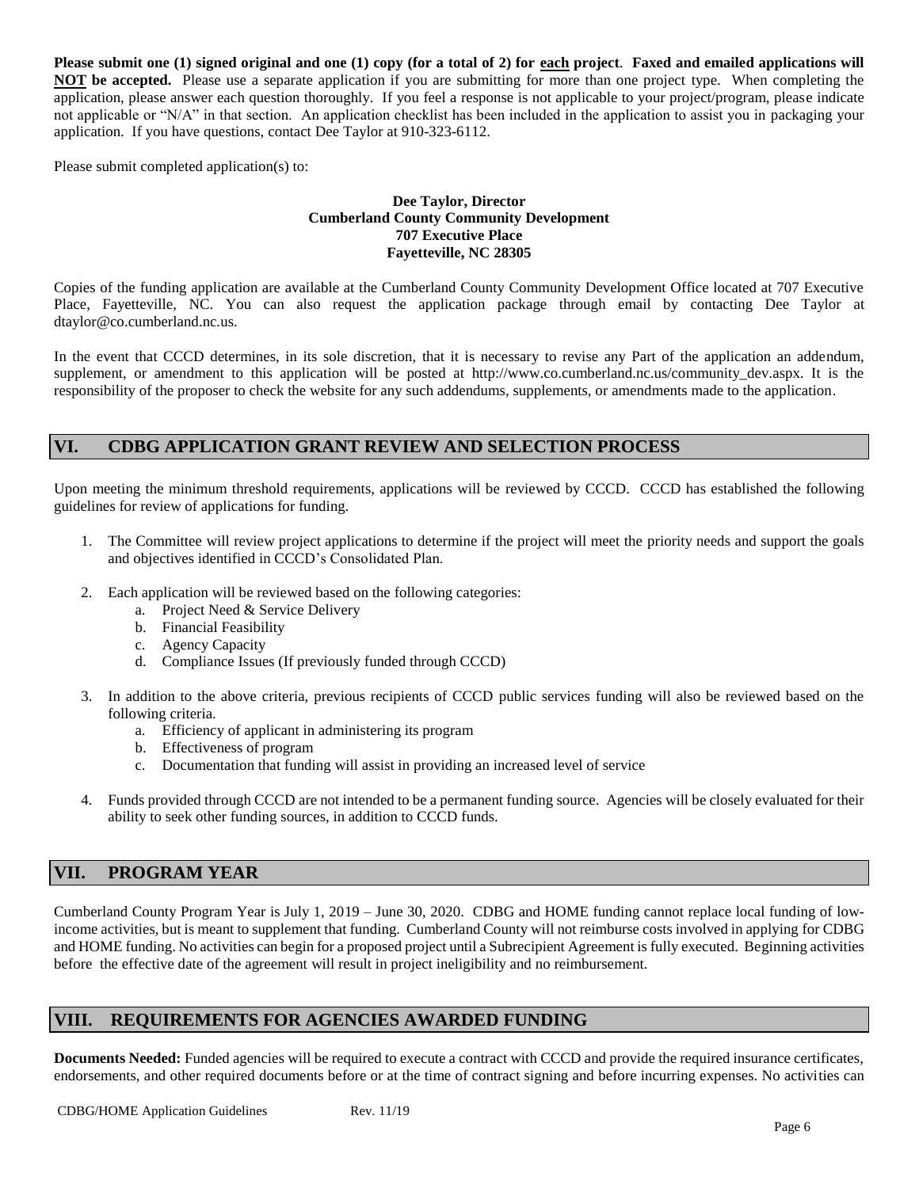**Please submit one (1) signed original and one (1) copy (for a total of 2) for each project**. **Faxed and emailed applications will NOT be accepted.** Please use a separate application if you are submitting for more than one project type. When completing the application, please answer each question thoroughly. If you feel a response is not applicable to your project/program, please indicate not applicable or "N/A" in that section. An application checklist has been included in the application to assist you in packaging your application. If you have questions, contact Dee Taylor at 910-323-6112.

Please submit completed application(s) to:

**Dee Taylor, Director**
**Cumberland County Community Development**
**707 Executive Place**
**Fayetteville, NC 28305**

Copies of the funding application are available at the Cumberland County Community Development Office located at 707 Executive Place, Fayetteville, NC. You can also request the application package through email by contacting Dee Taylor at dtaylor@co.cumberland.nc.us.

In the event that CCCD determines, in its sole discretion, that it is necessary to revise any Part of the application an addendum, supplement, or amendment to this application will be posted at http://www.co.cumberland.nc.us/community_dev.aspx. It is the responsibility of the proposer to check the website for any such addendums, supplements, or amendments made to the application.

## VI. CDBG APPLICATION GRANT REVIEW AND SELECTION PROCESS

Upon meeting the minimum threshold requirements, applications will be reviewed by CCCD. CCCD has established the following guidelines for review of applications for funding.

1. The Committee will review project applications to determine if the project will meet the priority needs and support the goals and objectives identified in CCCD's Consolidated Plan.
2. Each application will be reviewed based on the following categories:
   a. Project Need & Service Delivery
   b. Financial Feasibility
   c. Agency Capacity
   d. Compliance Issues (If previously funded through CCCD)
3. In addition to the above criteria, previous recipients of CCCD public services funding will also be reviewed based on the following criteria.
   a. Efficiency of applicant in administering its program
   b. Effectiveness of program
   c. Documentation that funding will assist in providing an increased level of service
4. Funds provided through CCCD are not intended to be a permanent funding source. Agencies will be closely evaluated for their ability to seek other funding sources, in addition to CCCD funds.

## VII. PROGRAM YEAR

Cumberland County Program Year is July 1, 2019 – June 30, 2020. CDBG and HOME funding cannot replace local funding of low-income activities, but is meant to supplement that funding. Cumberland County will not reimburse costs involved in applying for CDBG and HOME funding. No activities can begin for a proposed project until a Subrecipient Agreement is fully executed. Beginning activities before the effective date of the agreement will result in project ineligibility and no reimbursement.

## VIII. REQUIREMENTS FOR AGENCIES AWARDED FUNDING

**Documents Needed:** Funded agencies will be required to execute a contract with CCCD and provide the required insurance certificates, endorsements, and other required documents before or at the time of contract signing and before incurring expenses. No activities can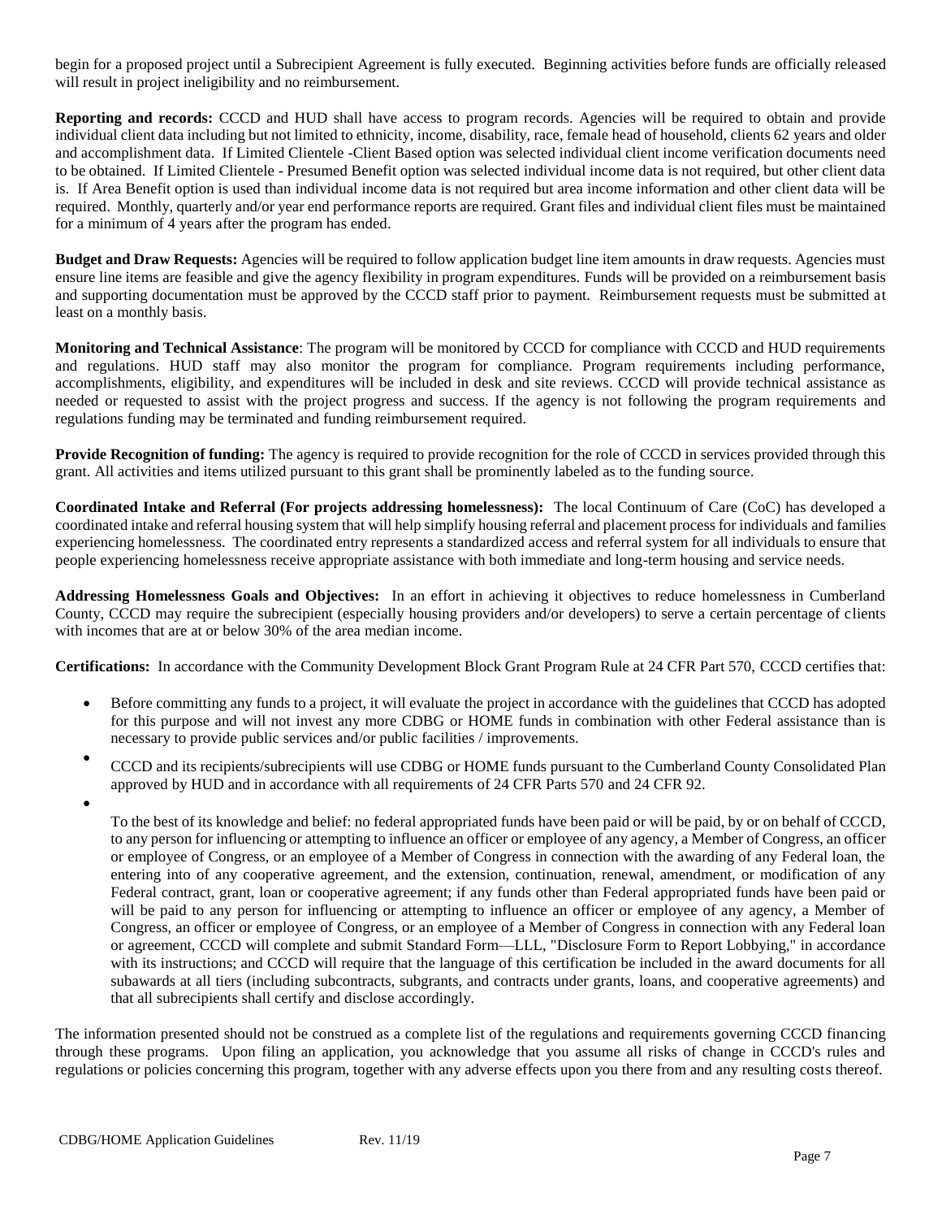begin for a proposed project until a Subrecipient Agreement is fully executed. Beginning activities before funds are officially released will result in project ineligibility and no reimbursement.

**Reporting and records:** CCCD and HUD shall have access to program records. Agencies will be required to obtain and provide individual client data including but not limited to ethnicity, income, disability, race, female head of household, clients 62 years and older and accomplishment data. If Limited Clientele -Client Based option was selected individual client income verification documents need to be obtained. If Limited Clientele - Presumed Benefit option was selected individual income data is not required, but other client data is. If Area Benefit option is used than individual income data is not required but area income information and other client data will be required. Monthly, quarterly and/or year end performance reports are required. Grant files and individual client files must be maintained for a minimum of 4 years after the program has ended.

**Budget and Draw Requests:** Agencies will be required to follow application budget line item amounts in draw requests. Agencies must ensure line items are feasible and give the agency flexibility in program expenditures. Funds will be provided on a reimbursement basis and supporting documentation must be approved by the CCCD staff prior to payment. Reimbursement requests must be submitted at least on a monthly basis.

**Monitoring and Technical Assistance**: The program will be monitored by CCCD for compliance with CCCD and HUD requirements and regulations. HUD staff may also monitor the program for compliance. Program requirements including performance, accomplishments, eligibility, and expenditures will be included in desk and site reviews. CCCD will provide technical assistance as needed or requested to assist with the project progress and success. If the agency is not following the program requirements and regulations funding may be terminated and funding reimbursement required.

**Provide Recognition of funding:** The agency is required to provide recognition for the role of CCCD in services provided through this grant. All activities and items utilized pursuant to this grant shall be prominently labeled as to the funding source.

**Coordinated Intake and Referral (For projects addressing homelessness):** The local Continuum of Care (CoC) has developed a coordinated intake and referral housing system that will help simplify housing referral and placement process for individuals and families experiencing homelessness. The coordinated entry represents a standardized access and referral system for all individuals to ensure that people experiencing homelessness receive appropriate assistance with both immediate and long-term housing and service needs.

**Addressing Homelessness Goals and Objectives:** In an effort in achieving it objectives to reduce homelessness in Cumberland County, CCCD may require the subrecipient (especially housing providers and/or developers) to serve a certain percentage of clients with incomes that are at or below 30% of the area median income.

**Certifications:** In accordance with the Community Development Block Grant Program Rule at 24 CFR Part 570, CCCD certifies that:

- Before committing any funds to a project, it will evaluate the project in accordance with the guidelines that CCCD has adopted for this purpose and will not invest any more CDBG or HOME funds in combination with other Federal assistance than is necessary to provide public services and/or public facilities / improvements.
- CCCD and its recipients/subrecipients will use CDBG or HOME funds pursuant to the Cumberland County Consolidated Plan approved by HUD and in accordance with all requirements of 24 CFR Parts 570 and 24 CFR 92.
- To the best of its knowledge and belief: no federal appropriated funds have been paid or will be paid, by or on behalf of CCCD, to any person for influencing or attempting to influence an officer or employee of any agency, a Member of Congress, an officer or employee of Congress, or an employee of a Member of Congress in connection with the awarding of any Federal loan, the entering into of any cooperative agreement, and the extension, continuation, renewal, amendment, or modification of any Federal contract, grant, loan or cooperative agreement; if any funds other than Federal appropriated funds have been paid or will be paid to any person for influencing or attempting to influence an officer or employee of any agency, a Member of Congress, an officer or employee of Congress, or an employee of a Member of Congress in connection with any Federal loan or agreement, CCCD will complete and submit Standard Form—LLL, "Disclosure Form to Report Lobbying," in accordance with its instructions; and CCCD will require that the language of this certification be included in the award documents for all subawards at all tiers (including subcontracts, subgrants, and contracts under grants, loans, and cooperative agreements) and that all subrecipients shall certify and disclose accordingly.

The information presented should not be construed as a complete list of the regulations and requirements governing CCCD financing through these programs. Upon filing an application, you acknowledge that you assume all risks of change in CCCD's rules and regulations or policies concerning this program, together with any adverse effects upon you there from and any resulting costs thereof.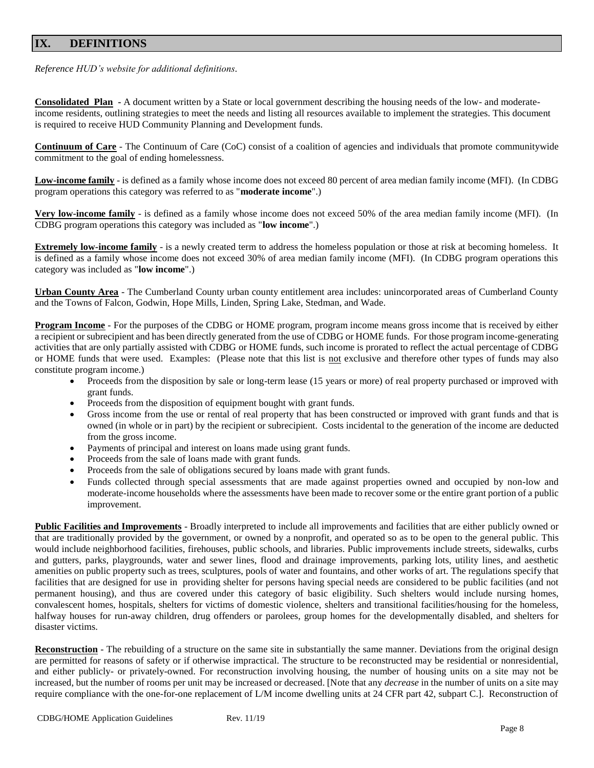## IX. DEFINITIONS

*Reference HUD's website for additional definitions.*

**Consolidated Plan** - A document written by a State or local government describing the housing needs of the low- and moderate-income residents, outlining strategies to meet the needs and listing all resources available to implement the strategies. This document is required to receive HUD Community Planning and Development funds.

**Continuum of Care** - The Continuum of Care (CoC) consist of a coalition of agencies and individuals that promote communitywide commitment to the goal of ending homelessness.

**Low-income family** - is defined as a family whose income does not exceed 80 percent of area median family income (MFI). (In CDBG program operations this category was referred to as "**moderate income**".)

**Very low-income family** - is defined as a family whose income does not exceed 50% of the area median family income (MFI). (In CDBG program operations this category was included as "**low income**".)

**Extremely low-income family** - is a newly created term to address the homeless population or those at risk at becoming homeless. It is defined as a family whose income does not exceed 30% of area median family income (MFI). (In CDBG program operations this category was included as "**low income**".)

**Urban County Area** - The Cumberland County urban county entitlement area includes: unincorporated areas of Cumberland County and the Towns of Falcon, Godwin, Hope Mills, Linden, Spring Lake, Stedman, and Wade.

**Program Income** - For the purposes of the CDBG or HOME program, program income means gross income that is received by either a recipient or subrecipient and has been directly generated from the use of CDBG or HOME funds. For those program income-generating activities that are only partially assisted with CDBG or HOME funds, such income is prorated to reflect the actual percentage of CDBG or HOME funds that were used. Examples: (Please note that this list is not exclusive and therefore other types of funds may also constitute program income.)

- Proceeds from the disposition by sale or long-term lease (15 years or more) of real property purchased or improved with grant funds.
- Proceeds from the disposition of equipment bought with grant funds.
- Gross income from the use or rental of real property that has been constructed or improved with grant funds and that is owned (in whole or in part) by the recipient or subrecipient. Costs incidental to the generation of the income are deducted from the gross income.
- Payments of principal and interest on loans made using grant funds.
- Proceeds from the sale of loans made with grant funds.
- Proceeds from the sale of obligations secured by loans made with grant funds.
- Funds collected through special assessments that are made against properties owned and occupied by non-low and moderate-income households where the assessments have been made to recover some or the entire grant portion of a public improvement.

**Public Facilities and Improvements** - Broadly interpreted to include all improvements and facilities that are either publicly owned or that are traditionally provided by the government, or owned by a nonprofit, and operated so as to be open to the general public. This would include neighborhood facilities, firehouses, public schools, and libraries. Public improvements include streets, sidewalks, curbs and gutters, parks, playgrounds, water and sewer lines, flood and drainage improvements, parking lots, utility lines, and aesthetic amenities on public property such as trees, sculptures, pools of water and fountains, and other works of art. The regulations specify that facilities that are designed for use in providing shelter for persons having special needs are considered to be public facilities (and not permanent housing), and thus are covered under this category of basic eligibility. Such shelters would include nursing homes, convalescent homes, hospitals, shelters for victims of domestic violence, shelters and transitional facilities/housing for the homeless, halfway houses for run-away children, drug offenders or parolees, group homes for the developmentally disabled, and shelters for disaster victims.

**Reconstruction** - The rebuilding of a structure on the same site in substantially the same manner. Deviations from the original design are permitted for reasons of safety or if otherwise impractical. The structure to be reconstructed may be residential or nonresidential, and either publicly- or privately-owned. For reconstruction involving housing, the number of housing units on a site may not be increased, but the number of rooms per unit may be increased or decreased. [Note that any *decrease* in the number of units on a site may require compliance with the one-for-one replacement of L/M income dwelling units at 24 CFR part 42, subpart C.]. Reconstruction of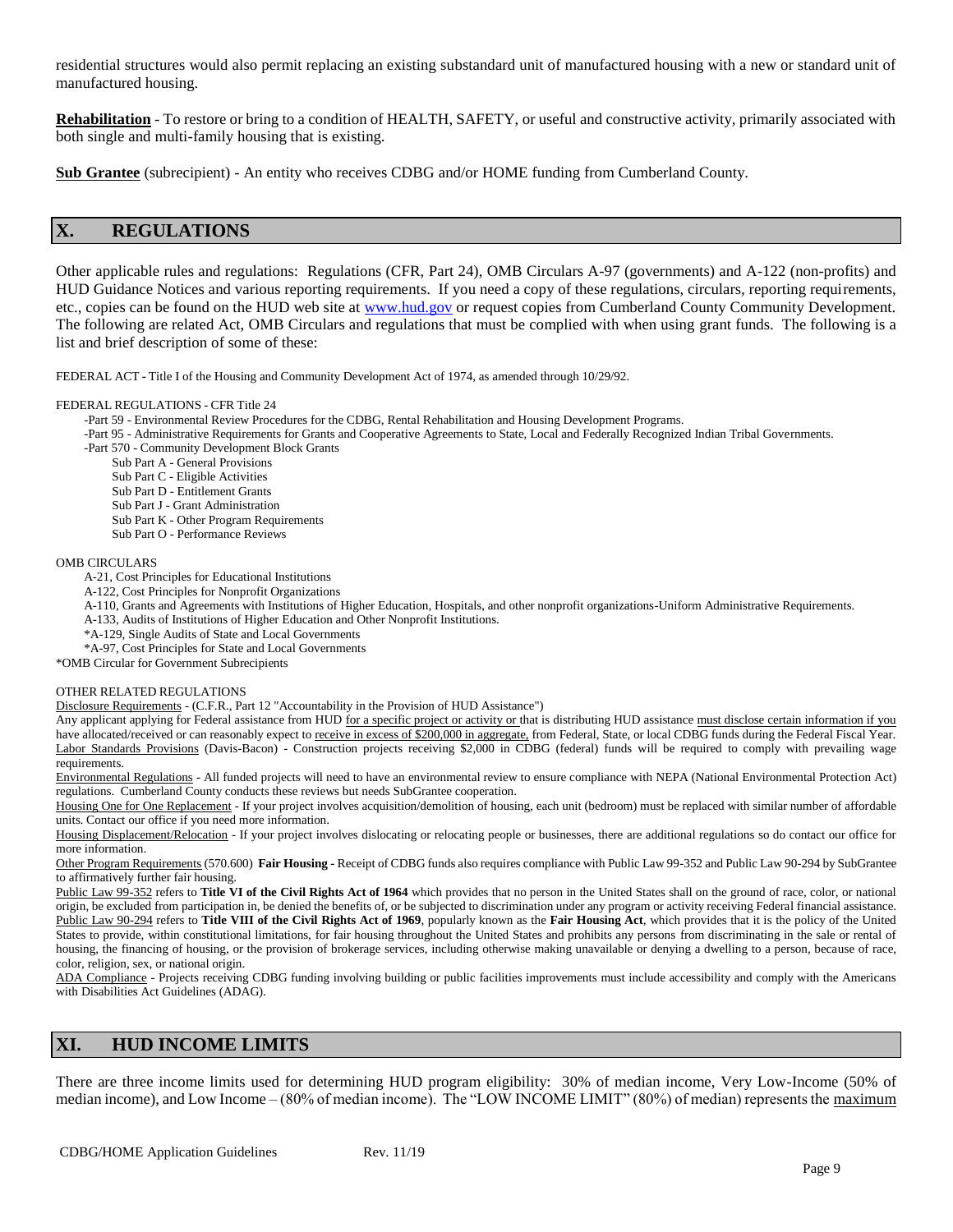residential structures would also permit replacing an existing substandard unit of manufactured housing with a new or standard unit of manufactured housing.

**Rehabilitation** - To restore or bring to a condition of HEALTH, SAFETY, or useful and constructive activity, primarily associated with both single and multi-family housing that is existing.

**Sub Grantee** (subrecipient) - An entity who receives CDBG and/or HOME funding from Cumberland County.

## X. REGULATIONS

Other applicable rules and regulations: Regulations (CFR, Part 24), OMB Circulars A-97 (governments) and A-122 (non-profits) and HUD Guidance Notices and various reporting requirements. If you need a copy of these regulations, circulars, reporting requirements, etc., copies can be found on the HUD web site at www.hud.gov or request copies from Cumberland County Community Development. The following are related Act, OMB Circulars and regulations that must be complied with when using grant funds. The following is a list and brief description of some of these:

FEDERAL ACT - Title I of the Housing and Community Development Act of 1974, as amended through 10/29/92.

FEDERAL REGULATIONS - CFR Title 24

- Part 59 - Environmental Review Procedures for the CDBG, Rental Rehabilitation and Housing Development Programs.
- Part 95 - Administrative Requirements for Grants and Cooperative Agreements to State, Local and Federally Recognized Indian Tribal Governments.
- Part 570 - Community Development Block Grants
  - Sub Part A - General Provisions
  - Sub Part C - Eligible Activities
  - Sub Part D - Entitlement Grants
  - Sub Part J - Grant Administration
  - Sub Part K - Other Program Requirements
  - Sub Part O - Performance Reviews

OMB CIRCULARS

- A-21, Cost Principles for Educational Institutions
- A-122, Cost Principles for Nonprofit Organizations
- A-110, Grants and Agreements with Institutions of Higher Education, Hospitals, and other nonprofit organizations-Uniform Administrative Requirements.
- A-133, Audits of Institutions of Higher Education and Other Nonprofit Institutions.
- *A-129, Single Audits of State and Local Governments
- *A-97, Cost Principles for State and Local Governments

*OMB Circular for Government Subrecipients

OTHER RELATED REGULATIONS

Disclosure Requirements - (C.F.R., Part 12 "Accountability in the Provision of HUD Assistance")
Any applicant applying for Federal assistance from HUD for a specific project or activity or that is distributing HUD assistance must disclose certain information if you have allocated/received or can reasonably expect to receive in excess of $200,000 in aggregate, from Federal, State, or local CDBG funds during the Federal Fiscal Year.

Labor Standards Provisions (Davis-Bacon) - Construction projects receiving $2,000 in CDBG (federal) funds will be required to comply with prevailing wage requirements.

Environmental Regulations - All funded projects will need to have an environmental review to ensure compliance with NEPA (National Environmental Protection Act) regulations. Cumberland County conducts these reviews but needs SubGrantee cooperation.

Housing One for One Replacement - If your project involves acquisition/demolition of housing, each unit (bedroom) must be replaced with similar number of affordable units. Contact our office if you need more information.

Housing Displacement/Relocation - If your project involves dislocating or relocating people or businesses, there are additional regulations so do contact our office for more information.

Other Program Requirements (570.600) **Fair Housing -** Receipt of CDBG funds also requires compliance with Public Law 99-352 and Public Law 90-294 by SubGrantee to affirmatively further fair housing.

Public Law 99-352 refers to **Title VI of the Civil Rights Act of 1964** which provides that no person in the United States shall on the ground of race, color, or national origin, be excluded from participation in, be denied the benefits of, or be subjected to discrimination under any program or activity receiving Federal financial assistance.

Public Law 90-294 refers to **Title VIII of the Civil Rights Act of 1969**, popularly known as the **Fair Housing Act**, which provides that it is the policy of the United States to provide, within constitutional limitations, for fair housing throughout the United States and prohibits any persons from discriminating in the sale or rental of housing, the financing of housing, or the provision of brokerage services, including otherwise making unavailable or denying a dwelling to a person, because of race, color, religion, sex, or national origin.

ADA Compliance - Projects receiving CDBG funding involving building or public facilities improvements must include accessibility and comply with the Americans with Disabilities Act Guidelines (ADAG).

## XI. HUD INCOME LIMITS

There are three income limits used for determining HUD program eligibility: 30% of median income, Very Low-Income (50% of median income), and Low Income – (80% of median income). The "LOW INCOME LIMIT" (80%) of median) represents the maximum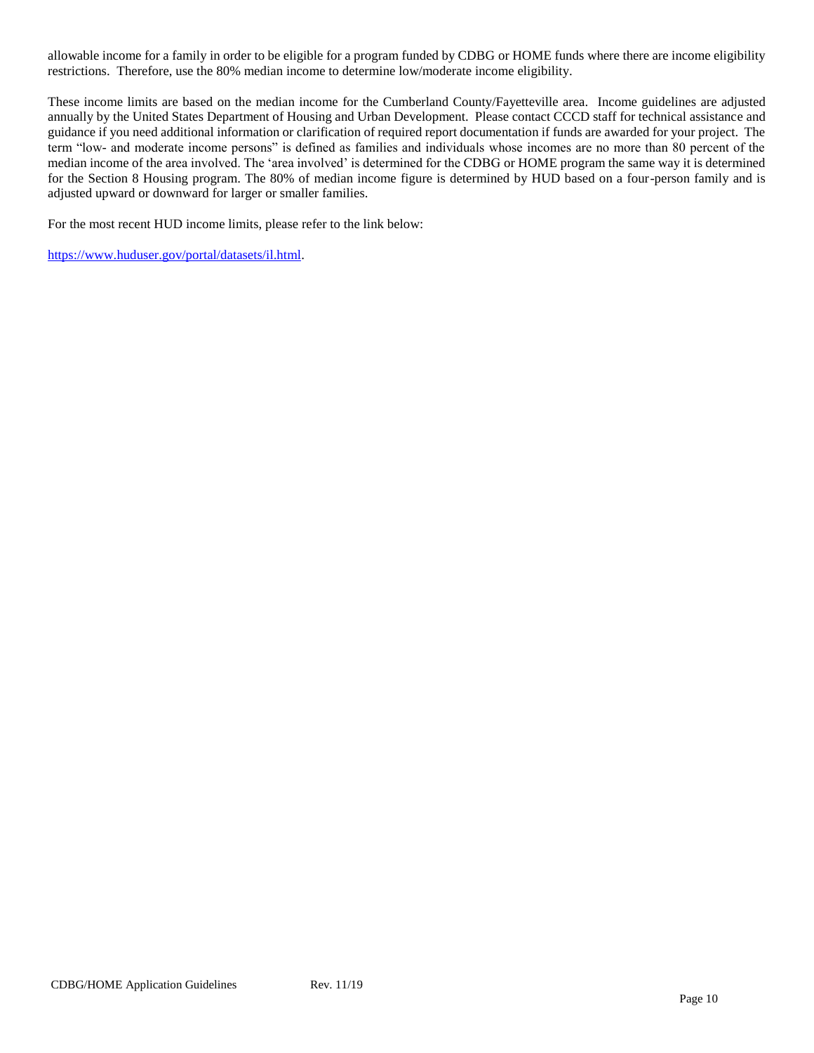allowable income for a family in order to be eligible for a program funded by CDBG or HOME funds where there are income eligibility restrictions. Therefore, use the 80% median income to determine low/moderate income eligibility.

These income limits are based on the median income for the Cumberland County/Fayetteville area. Income guidelines are adjusted annually by the United States Department of Housing and Urban Development. Please contact CCCD staff for technical assistance and guidance if you need additional information or clarification of required report documentation if funds are awarded for your project. The term "low- and moderate income persons" is defined as families and individuals whose incomes are no more than 80 percent of the median income of the area involved. The 'area involved' is determined for the CDBG or HOME program the same way it is determined for the Section 8 Housing program. The 80% of median income figure is determined by HUD based on a four-person family and is adjusted upward or downward for larger or smaller families.

For the most recent HUD income limits, please refer to the link below:

https://www.huduser.gov/portal/datasets/il.html.